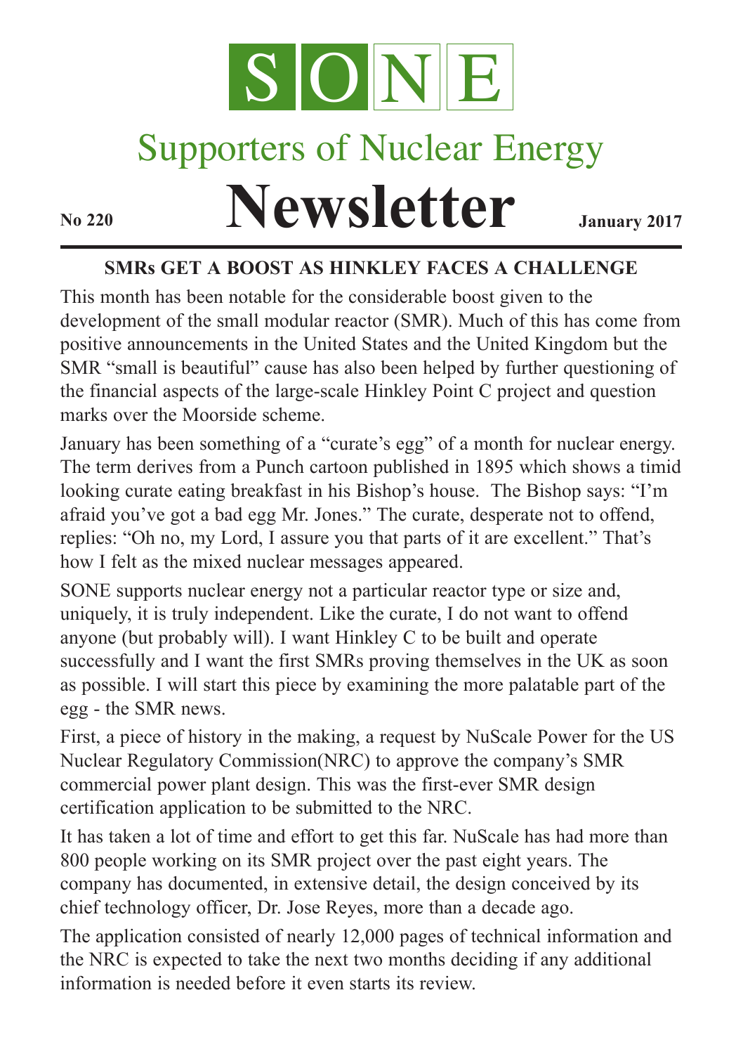# SONE

## Supporters of Nuclear Energy

# Newsletter

**No 220** **January 2017**

### SMRs GET A BOOST AS HINKLEY FACES A CHALLENGE

This month has been notable for the considerable boost given to the development of the small modular reactor (SMR). Much of this has come from positive announcements in the United States and the United Kingdom but the SMR "small is beautiful" cause has also been helped by further questioning of the financial aspects of the large-scale Hinkley Point C project and question marks over the Moorside scheme.

January has been something of a "curate's egg" of a month for nuclear energy. The term derives from a Punch cartoon published in 1895 which shows a timid looking curate eating breakfast in his Bishop's house. The Bishop says: "I'm afraid you've got a bad egg Mr. Jones." The curate, desperate not to offend, replies: "Oh no, my Lord, I assure you that parts of it are excellent." That's how I felt as the mixed nuclear messages appeared.

SONE supports nuclear energy not a particular reactor type or size and, uniquely, it is truly independent. Like the curate, I do not want to offend anyone (but probably will). I want Hinkley C to be built and operate successfully and I want the first SMRs proving themselves in the UK as soon as possible. I will start this piece by examining the more palatable part of the egg - the SMR news.

First, a piece of history in the making, a request by NuScale Power for the US Nuclear Regulatory Commission(NRC) to approve the company's SMR commercial power plant design. This was the first-ever SMR design certification application to be submitted to the NRC.

It has taken a lot of time and effort to get this far. NuScale has had more than 800 people working on its SMR project over the past eight years. The company has documented, in extensive detail, the design conceived by its chief technology officer, Dr. Jose Reyes, more than a decade ago.

The application consisted of nearly 12,000 pages of technical information and the NRC is expected to take the next two months deciding if any additional information is needed before it even starts its review.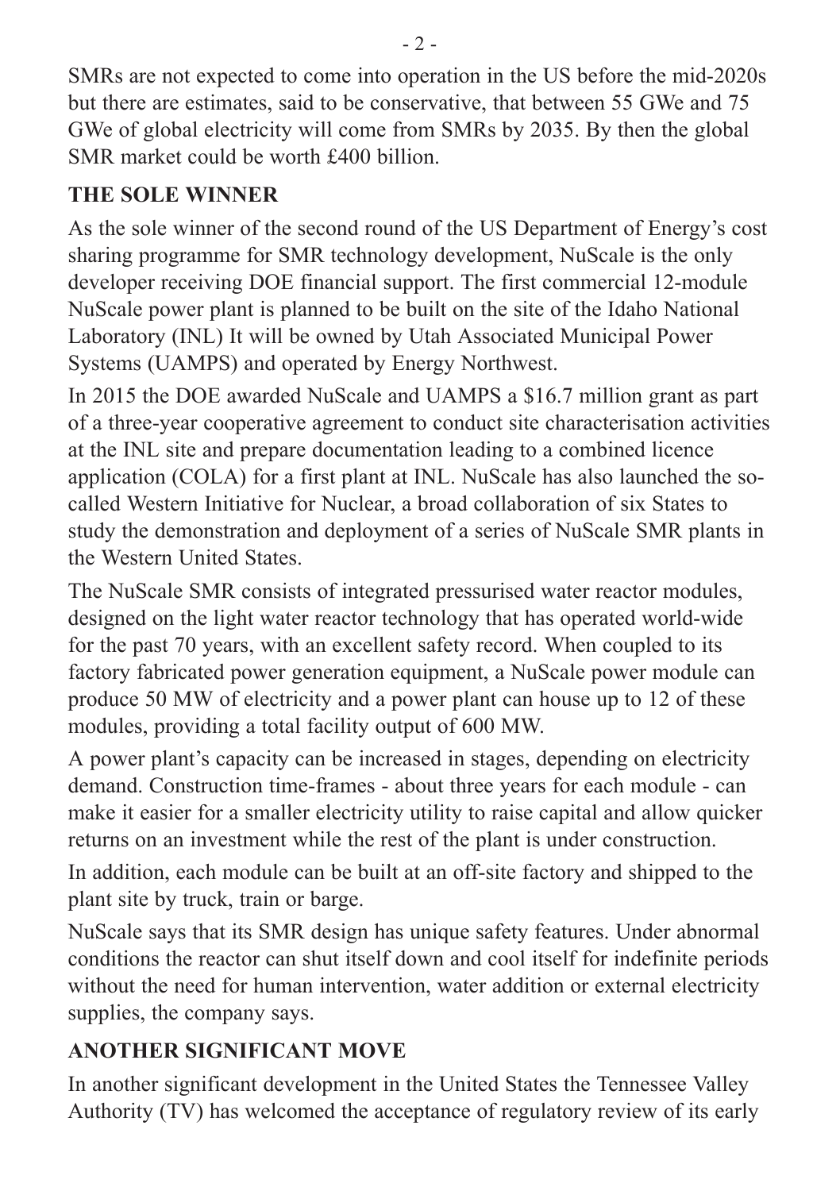SMRs are not expected to come into operation in the US before the mid-2020s but there are estimates, said to be conservative, that between 55 GWe and 75 GWe of global electricity will come from SMRs by 2035. By then the global SMR market could be worth £400 billion.

## THE SOLE WINNER

As the sole winner of the second round of the US Department of Energy's cost sharing programme for SMR technology development, NuScale is the only developer receiving DOE financial support. The first commercial 12-module NuScale power plant is planned to be built on the site of the Idaho National Laboratory (INL) It will be owned by Utah Associated Municipal Power Systems (UAMPS) and operated by Energy Northwest.

In 2015 the DOE awarded NuScale and UAMPS a $16.7 million grant as part of a three-year cooperative agreement to conduct site characterisation activities at the INL site and prepare documentation leading to a combined licence application (COLA) for a first plant at INL. NuScale has also launched the so-called Western Initiative for Nuclear, a broad collaboration of six States to study the demonstration and deployment of a series of NuScale SMR plants in the Western United States.

The NuScale SMR consists of integrated pressurised water reactor modules, designed on the light water reactor technology that has operated world-wide for the past 70 years, with an excellent safety record. When coupled to its factory fabricated power generation equipment, a NuScale power module can produce 50 MW of electricity and a power plant can house up to 12 of these modules, providing a total facility output of 600 MW.

A power plant's capacity can be increased in stages, depending on electricity demand. Construction time-frames - about three years for each module - can make it easier for a smaller electricity utility to raise capital and allow quicker returns on an investment while the rest of the plant is under construction.

In addition, each module can be built at an off-site factory and shipped to the plant site by truck, train or barge.

NuScale says that its SMR design has unique safety features. Under abnormal conditions the reactor can shut itself down and cool itself for indefinite periods without the need for human intervention, water addition or external electricity supplies, the company says.

## ANOTHER SIGNIFICANT MOVE

In another significant development in the United States the Tennessee Valley Authority (TV) has welcomed the acceptance of regulatory review of its early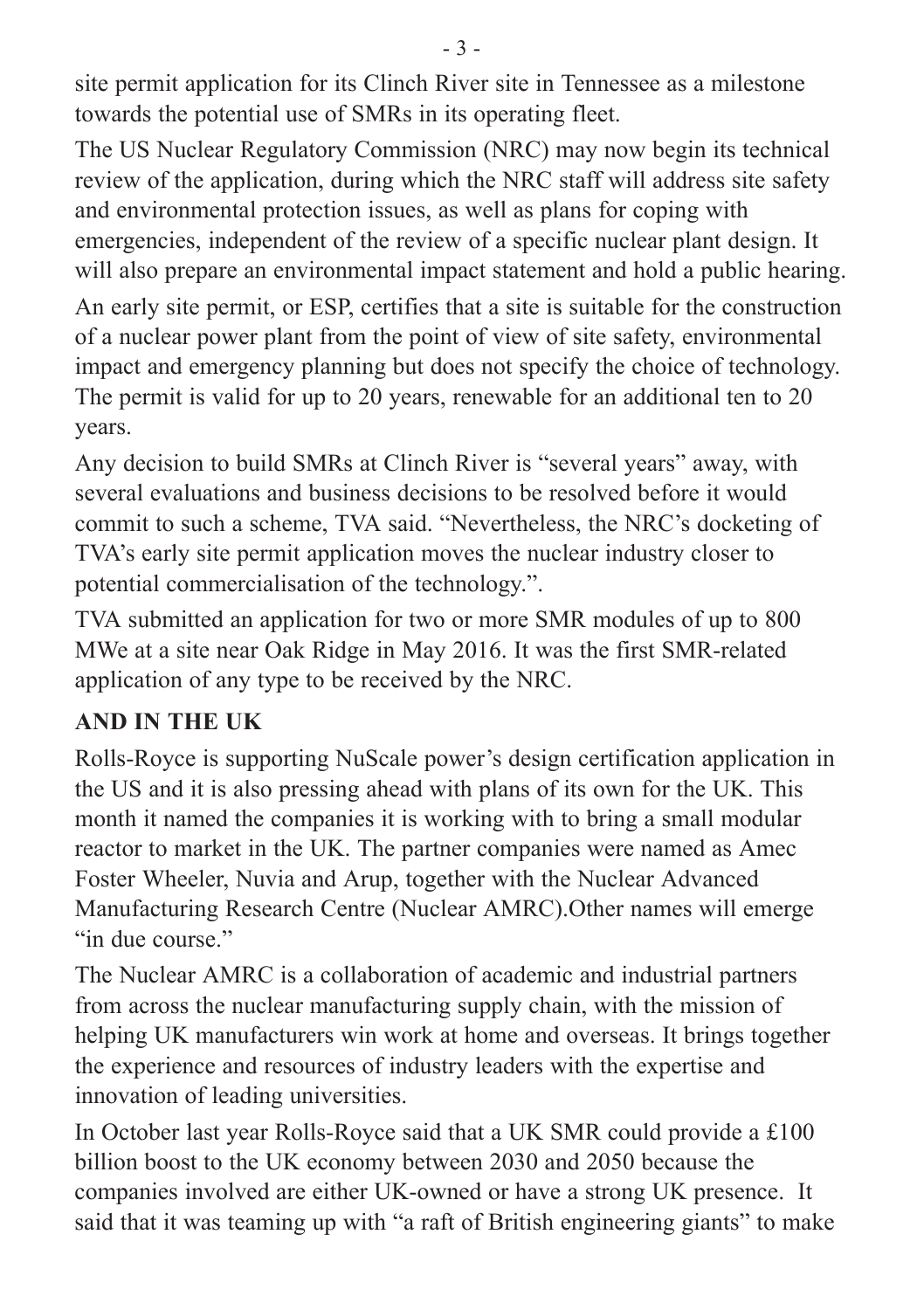site permit application for its Clinch River site in Tennessee as a milestone towards the potential use of SMRs in its operating fleet.

The US Nuclear Regulatory Commission (NRC) may now begin its technical review of the application, during which the NRC staff will address site safety and environmental protection issues, as well as plans for coping with emergencies, independent of the review of a specific nuclear plant design. It will also prepare an environmental impact statement and hold a public hearing.

An early site permit, or ESP, certifies that a site is suitable for the construction of a nuclear power plant from the point of view of site safety, environmental impact and emergency planning but does not specify the choice of technology. The permit is valid for up to 20 years, renewable for an additional ten to 20 years.

Any decision to build SMRs at Clinch River is "several years" away, with several evaluations and business decisions to be resolved before it would commit to such a scheme, TVA said. "Nevertheless, the NRC's docketing of TVA's early site permit application moves the nuclear industry closer to potential commercialisation of the technology.".

TVA submitted an application for two or more SMR modules of up to 800 MWe at a site near Oak Ridge in May 2016. It was the first SMR-related application of any type to be received by the NRC.

**AND IN THE UK**

Rolls-Royce is supporting NuScale power's design certification application in the US and it is also pressing ahead with plans of its own for the UK. This month it named the companies it is working with to bring a small modular reactor to market in the UK. The partner companies were named as Amec Foster Wheeler, Nuvia and Arup, together with the Nuclear Advanced Manufacturing Research Centre (Nuclear AMRC).Other names will emerge "in due course."

The Nuclear AMRC is a collaboration of academic and industrial partners from across the nuclear manufacturing supply chain, with the mission of helping UK manufacturers win work at home and overseas. It brings together the experience and resources of industry leaders with the expertise and innovation of leading universities.

In October last year Rolls-Royce said that a UK SMR could provide a £100 billion boost to the UK economy between 2030 and 2050 because the companies involved are either UK-owned or have a strong UK presence. It said that it was teaming up with "a raft of British engineering giants" to make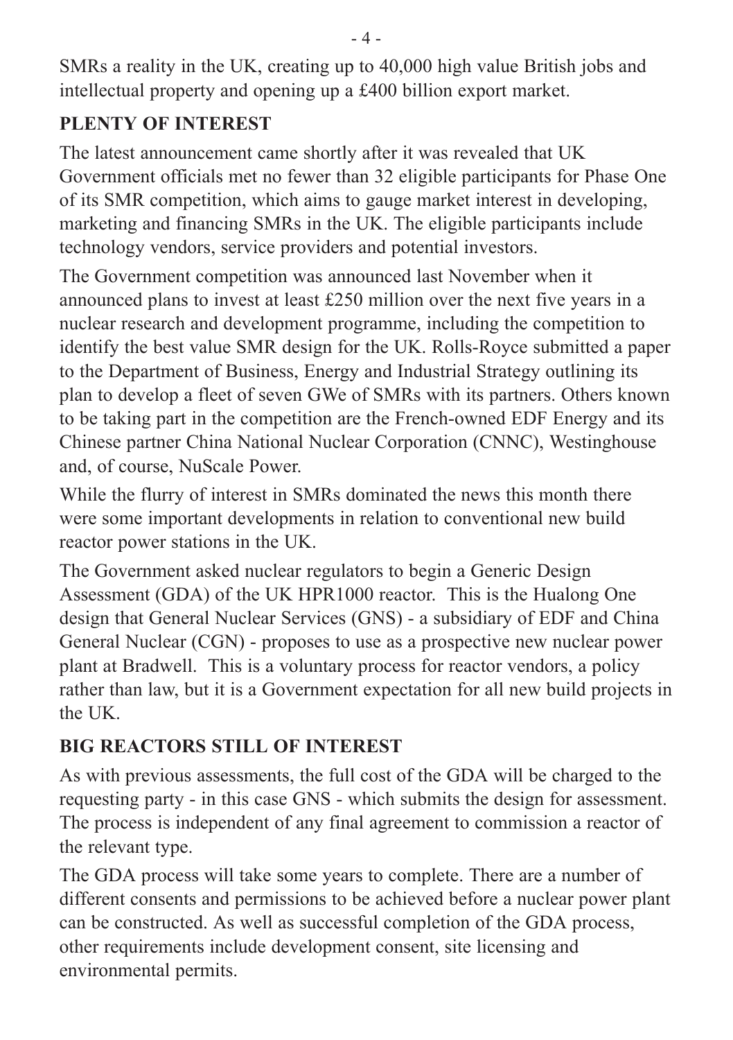SMRs a reality in the UK, creating up to 40,000 high value British jobs and intellectual property and opening up a £400 billion export market.

## PLENTY OF INTEREST

The latest announcement came shortly after it was revealed that UK Government officials met no fewer than 32 eligible participants for Phase One of its SMR competition, which aims to gauge market interest in developing, marketing and financing SMRs in the UK. The eligible participants include technology vendors, service providers and potential investors.

The Government competition was announced last November when it announced plans to invest at least £250 million over the next five years in a nuclear research and development programme, including the competition to identify the best value SMR design for the UK. Rolls-Royce submitted a paper to the Department of Business, Energy and Industrial Strategy outlining its plan to develop a fleet of seven GWe of SMRs with its partners. Others known to be taking part in the competition are the French-owned EDF Energy and its Chinese partner China National Nuclear Corporation (CNNC), Westinghouse and, of course, NuScale Power.

While the flurry of interest in SMRs dominated the news this month there were some important developments in relation to conventional new build reactor power stations in the UK.

The Government asked nuclear regulators to begin a Generic Design Assessment (GDA) of the UK HPR1000 reactor. This is the Hualong One design that General Nuclear Services (GNS) - a subsidiary of EDF and China General Nuclear (CGN) - proposes to use as a prospective new nuclear power plant at Bradwell. This is a voluntary process for reactor vendors, a policy rather than law, but it is a Government expectation for all new build projects in the UK.

## BIG REACTORS STILL OF INTEREST

As with previous assessments, the full cost of the GDA will be charged to the requesting party - in this case GNS - which submits the design for assessment. The process is independent of any final agreement to commission a reactor of the relevant type.

The GDA process will take some years to complete. There are a number of different consents and permissions to be achieved before a nuclear power plant can be constructed. As well as successful completion of the GDA process, other requirements include development consent, site licensing and environmental permits.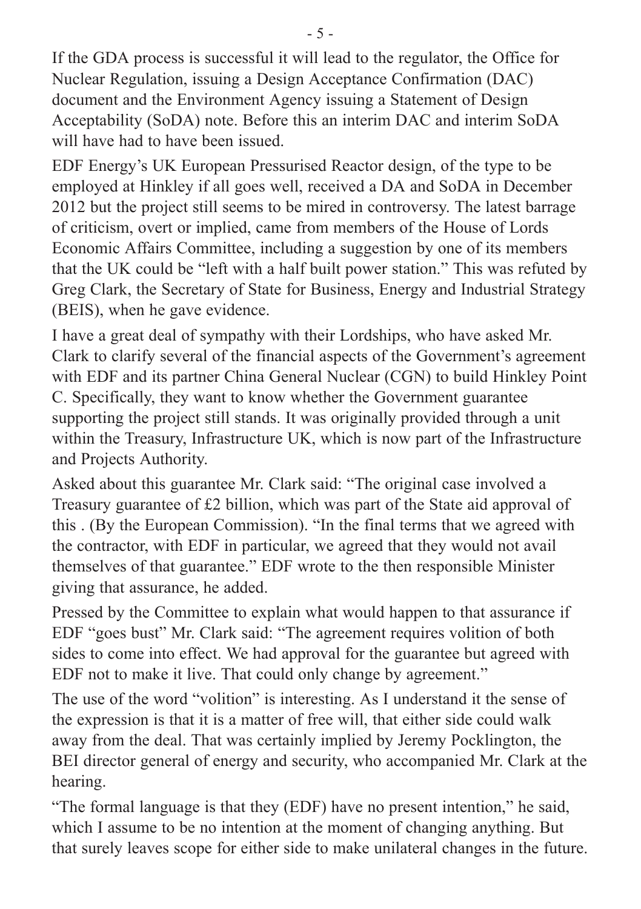If the GDA process is successful it will lead to the regulator, the Office for Nuclear Regulation, issuing a Design Acceptance Confirmation (DAC) document and the Environment Agency issuing a Statement of Design Acceptability (SoDA) note. Before this an interim DAC and interim SoDA will have had to have been issued.

EDF Energy's UK European Pressurised Reactor design, of the type to be employed at Hinkley if all goes well, received a DA and SoDA in December 2012 but the project still seems to be mired in controversy. The latest barrage of criticism, overt or implied, came from members of the House of Lords Economic Affairs Committee, including a suggestion by one of its members that the UK could be "left with a half built power station." This was refuted by Greg Clark, the Secretary of State for Business, Energy and Industrial Strategy (BEIS), when he gave evidence.

I have a great deal of sympathy with their Lordships, who have asked Mr. Clark to clarify several of the financial aspects of the Government's agreement with EDF and its partner China General Nuclear (CGN) to build Hinkley Point C. Specifically, they want to know whether the Government guarantee supporting the project still stands. It was originally provided through a unit within the Treasury, Infrastructure UK, which is now part of the Infrastructure and Projects Authority.

Asked about this guarantee Mr. Clark said: "The original case involved a Treasury guarantee of £2 billion, which was part of the State aid approval of this . (By the European Commission). "In the final terms that we agreed with the contractor, with EDF in particular, we agreed that they would not avail themselves of that guarantee." EDF wrote to the then responsible Minister giving that assurance, he added.

Pressed by the Committee to explain what would happen to that assurance if EDF "goes bust" Mr. Clark said: "The agreement requires volition of both sides to come into effect. We had approval for the guarantee but agreed with EDF not to make it live. That could only change by agreement."

The use of the word "volition" is interesting. As I understand it the sense of the expression is that it is a matter of free will, that either side could walk away from the deal. That was certainly implied by Jeremy Pocklington, the BEI director general of energy and security, who accompanied Mr. Clark at the hearing.

"The formal language is that they (EDF) have no present intention," he said, which I assume to be no intention at the moment of changing anything. But that surely leaves scope for either side to make unilateral changes in the future.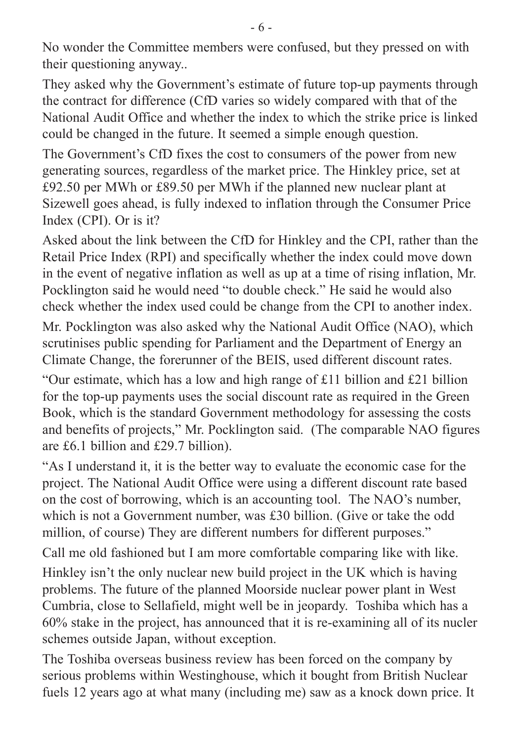No wonder the Committee members were confused, but they pressed on with their questioning anyway..

They asked why the Government's estimate of future top-up payments through the contract for difference (CfD varies so widely compared with that of the National Audit Office and whether the index to which the strike price is linked could be changed in the future. It seemed a simple enough question.

The Government's CfD fixes the cost to consumers of the power from new generating sources, regardless of the market price. The Hinkley price, set at £92.50 per MWh or £89.50 per MWh if the planned new nuclear plant at Sizewell goes ahead, is fully indexed to inflation through the Consumer Price Index (CPI). Or is it?

Asked about the link between the CfD for Hinkley and the CPI, rather than the Retail Price Index (RPI) and specifically whether the index could move down in the event of negative inflation as well as up at a time of rising inflation, Mr. Pocklington said he would need "to double check." He said he would also check whether the index used could be change from the CPI to another index.

Mr. Pocklington was also asked why the National Audit Office (NAO), which scrutinises public spending for Parliament and the Department of Energy an Climate Change, the forerunner of the BEIS, used different discount rates.

"Our estimate, which has a low and high range of £11 billion and £21 billion for the top-up payments uses the social discount rate as required in the Green Book, which is the standard Government methodology for assessing the costs and benefits of projects," Mr. Pocklington said. (The comparable NAO figures are £6.1 billion and £29.7 billion).

"As I understand it, it is the better way to evaluate the economic case for the project. The National Audit Office were using a different discount rate based on the cost of borrowing, which is an accounting tool. The NAO's number, which is not a Government number, was £30 billion. (Give or take the odd million, of course) They are different numbers for different purposes."

Call me old fashioned but I am more comfortable comparing like with like.

Hinkley isn't the only nuclear new build project in the UK which is having problems. The future of the planned Moorside nuclear power plant in West Cumbria, close to Sellafield, might well be in jeopardy. Toshiba which has a 60% stake in the project, has announced that it is re-examining all of its nucler schemes outside Japan, without exception.

The Toshiba overseas business review has been forced on the company by serious problems within Westinghouse, which it bought from British Nuclear fuels 12 years ago at what many (including me) saw as a knock down price. It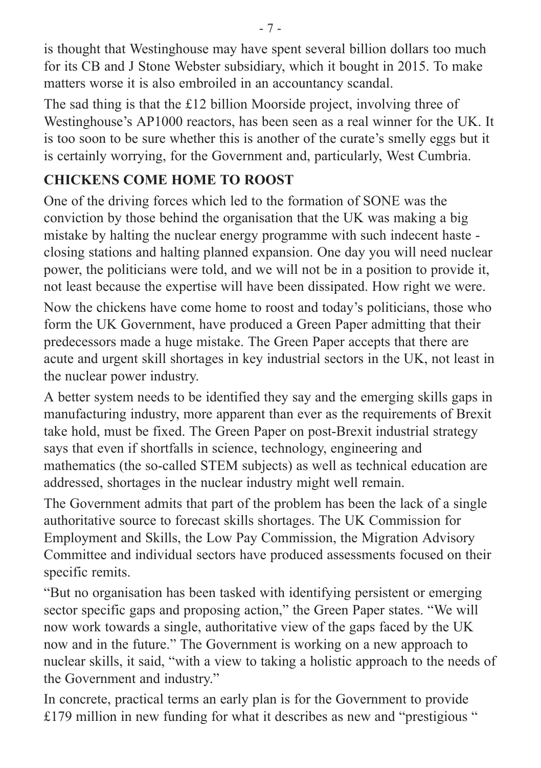is thought that Westinghouse may have spent several billion dollars too much for its CB and J Stone Webster subsidiary, which it bought in 2015. To make matters worse it is also embroiled in an accountancy scandal.

The sad thing is that the £12 billion Moorside project, involving three of Westinghouse's AP1000 reactors, has been seen as a real winner for the UK. It is too soon to be sure whether this is another of the curate's smelly eggs but it is certainly worrying, for the Government and, particularly, West Cumbria.

## CHICKENS COME HOME TO ROOST

One of the driving forces which led to the formation of SONE was the conviction by those behind the organisation that the UK was making a big mistake by halting the nuclear energy programme with such indecent haste - closing stations and halting planned expansion. One day you will need nuclear power, the politicians were told, and we will not be in a position to provide it, not least because the expertise will have been dissipated. How right we were.

Now the chickens have come home to roost and today's politicians, those who form the UK Government, have produced a Green Paper admitting that their predecessors made a huge mistake. The Green Paper accepts that there are acute and urgent skill shortages in key industrial sectors in the UK, not least in the nuclear power industry.

A better system needs to be identified they say and the emerging skills gaps in manufacturing industry, more apparent than ever as the requirements of Brexit take hold, must be fixed. The Green Paper on post-Brexit industrial strategy says that even if shortfalls in science, technology, engineering and mathematics (the so-called STEM subjects) as well as technical education are addressed, shortages in the nuclear industry might well remain.

The Government admits that part of the problem has been the lack of a single authoritative source to forecast skills shortages. The UK Commission for Employment and Skills, the Low Pay Commission, the Migration Advisory Committee and individual sectors have produced assessments focused on their specific remits.

"But no organisation has been tasked with identifying persistent or emerging sector specific gaps and proposing action," the Green Paper states. "We will now work towards a single, authoritative view of the gaps faced by the UK now and in the future." The Government is working on a new approach to nuclear skills, it said, "with a view to taking a holistic approach to the needs of the Government and industry."

In concrete, practical terms an early plan is for the Government to provide £179 million in new funding for what it describes as new and "prestigious "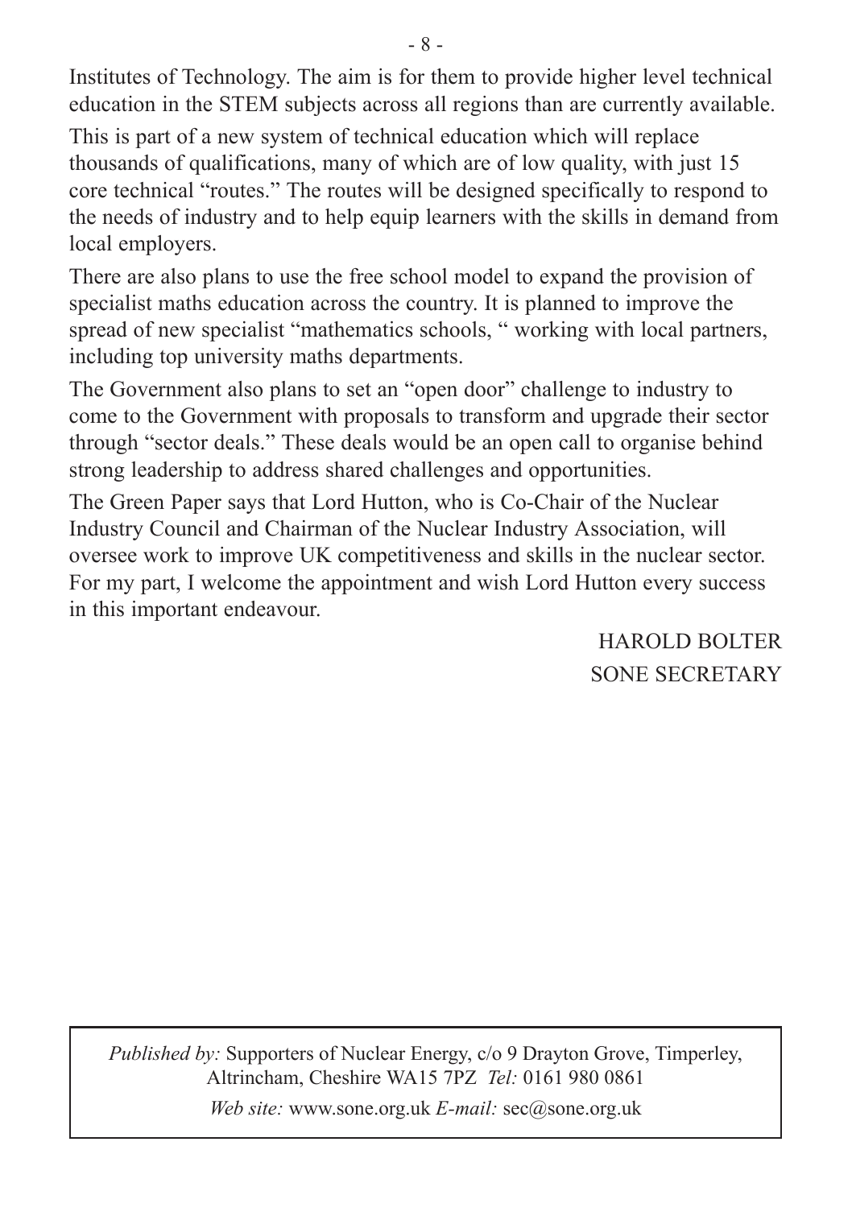Institutes of Technology. The aim is for them to provide higher level technical education in the STEM subjects across all regions than are currently available.

This is part of a new system of technical education which will replace thousands of qualifications, many of which are of low quality, with just 15 core technical "routes." The routes will be designed specifically to respond to the needs of industry and to help equip learners with the skills in demand from local employers.

There are also plans to use the free school model to expand the provision of specialist maths education across the country. It is planned to improve the spread of new specialist "mathematics schools, " working with local partners, including top university maths departments.

The Government also plans to set an "open door" challenge to industry to come to the Government with proposals to transform and upgrade their sector through "sector deals." These deals would be an open call to organise behind strong leadership to address shared challenges and opportunities.

The Green Paper says that Lord Hutton, who is Co-Chair of the Nuclear Industry Council and Chairman of the Nuclear Industry Association, will oversee work to improve UK competitiveness and skills in the nuclear sector. For my part, I welcome the appointment and wish Lord Hutton every success in this important endeavour.

HAROLD BOLTER
SONE SECRETARY

*Published by:* Supporters of Nuclear Energy, c/o 9 Drayton Grove, Timperley, Altrincham, Cheshire WA15 7PZ *Tel:* 0161 980 0861

*Web site:* www.sone.org.uk *E-mail:* sec@sone.org.uk